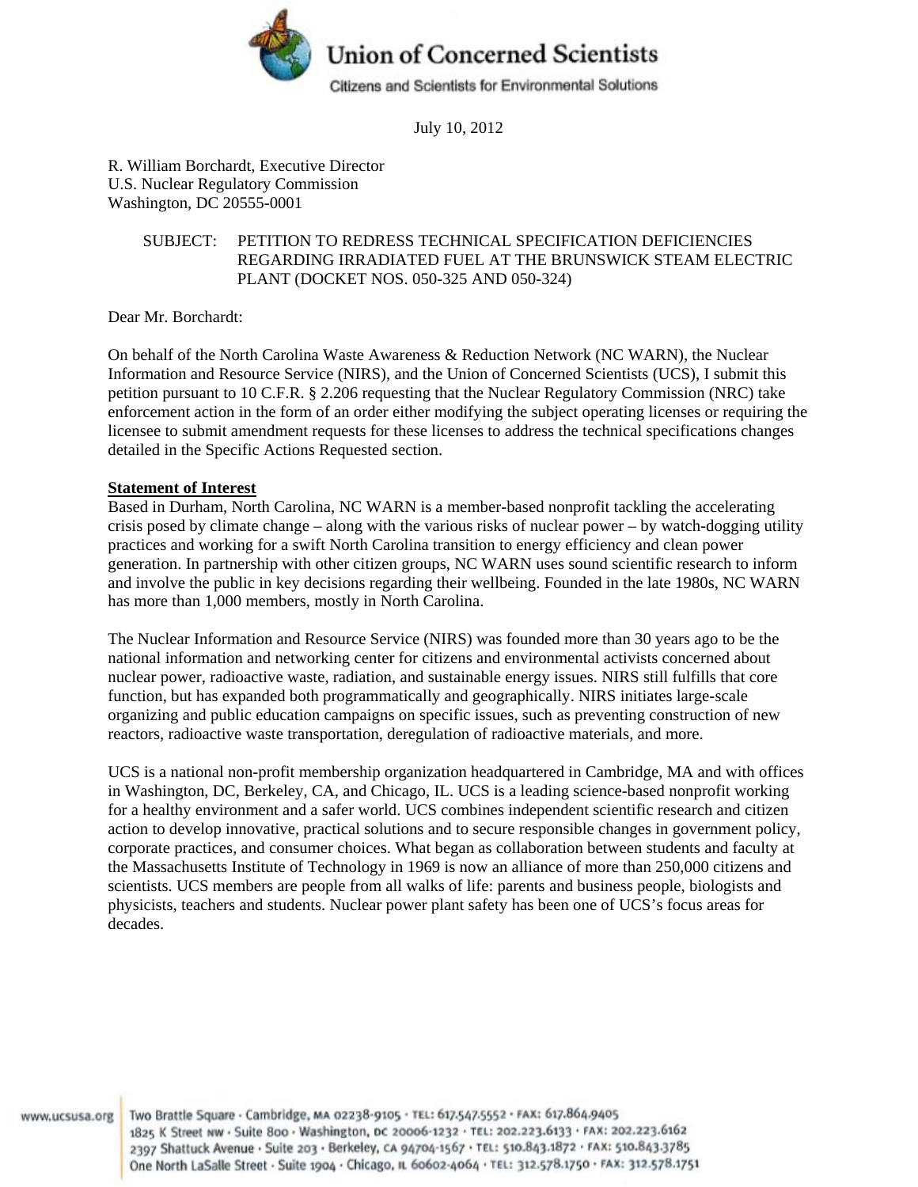# Union of Concerned Scientists

Citizens and Scientists for Environmental Solutions

July 10, 2012

R. William Borchardt, Executive Director
U.S. Nuclear Regulatory Commission
Washington, DC 20555-0001

SUBJECT: PETITION TO REDRESS TECHNICAL SPECIFICATION DEFICIENCIES REGARDING IRRADIATED FUEL AT THE BRUNSWICK STEAM ELECTRIC PLANT (DOCKET NOS. 050-325 AND 050-324)

Dear Mr. Borchardt:

On behalf of the North Carolina Waste Awareness & Reduction Network (NC WARN), the Nuclear Information and Resource Service (NIRS), and the Union of Concerned Scientists (UCS), I submit this petition pursuant to 10 C.F.R. § 2.206 requesting that the Nuclear Regulatory Commission (NRC) take enforcement action in the form of an order either modifying the subject operating licenses or requiring the licensee to submit amendment requests for these licenses to address the technical specifications changes detailed in the Specific Actions Requested section.

**Statement of Interest**

Based in Durham, North Carolina, NC WARN is a member-based nonprofit tackling the accelerating crisis posed by climate change – along with the various risks of nuclear power – by watch-dogging utility practices and working for a swift North Carolina transition to energy efficiency and clean power generation. In partnership with other citizen groups, NC WARN uses sound scientific research to inform and involve the public in key decisions regarding their wellbeing. Founded in the late 1980s, NC WARN has more than 1,000 members, mostly in North Carolina.

The Nuclear Information and Resource Service (NIRS) was founded more than 30 years ago to be the national information and networking center for citizens and environmental activists concerned about nuclear power, radioactive waste, radiation, and sustainable energy issues. NIRS still fulfills that core function, but has expanded both programmatically and geographically. NIRS initiates large-scale organizing and public education campaigns on specific issues, such as preventing construction of new reactors, radioactive waste transportation, deregulation of radioactive materials, and more.

UCS is a national non-profit membership organization headquartered in Cambridge, MA and with offices in Washington, DC, Berkeley, CA, and Chicago, IL. UCS is a leading science-based nonprofit working for a healthy environment and a safer world. UCS combines independent scientific research and citizen action to develop innovative, practical solutions and to secure responsible changes in government policy, corporate practices, and consumer choices. What began as collaboration between students and faculty at the Massachusetts Institute of Technology in 1969 is now an alliance of more than 250,000 citizens and scientists. UCS members are people from all walks of life: parents and business people, biologists and physicists, teachers and students. Nuclear power plant safety has been one of UCS's focus areas for decades.

www.ucsusa.org
Two Brattle Square · Cambridge, MA 02238-9105 · TEL: 617.547.5552 · FAX: 617.864.9405
1825 K Street NW · Suite 800 · Washington, DC 20006-1232 · TEL: 202.223.6133 · FAX: 202.223.6162
2397 Shattuck Avenue · Suite 203 · Berkeley, CA 94704-1567 · TEL: 510.843.1872 · FAX: 510.843.3785
One North LaSalle Street · Suite 1904 · Chicago, IL 60602-4064 · TEL: 312.578.1750 · FAX: 312.578.1751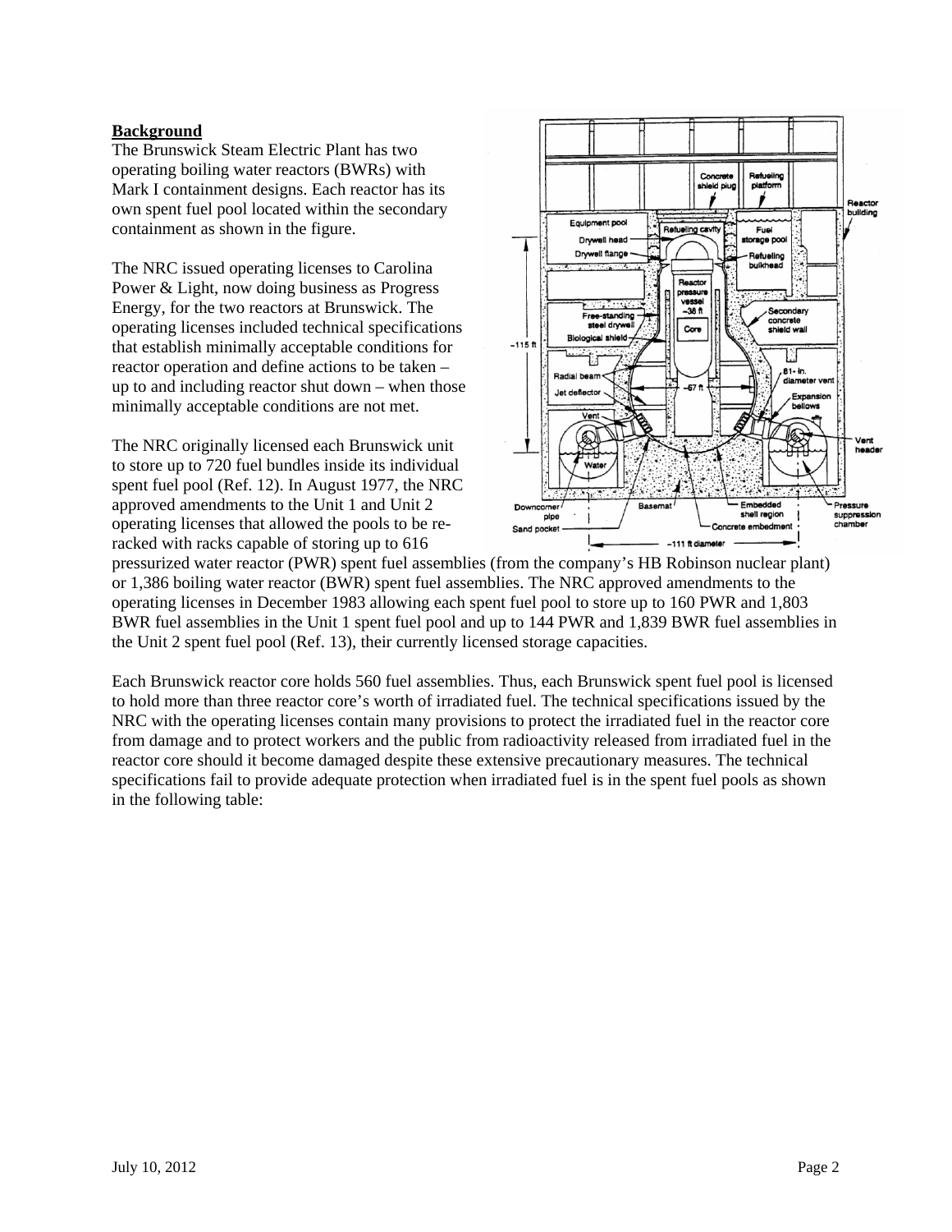**Background**

The Brunswick Steam Electric Plant has two operating boiling water reactors (BWRs) with Mark I containment designs. Each reactor has its own spent fuel pool located within the secondary containment as shown in the figure.

The NRC issued operating licenses to Carolina Power & Light, now doing business as Progress Energy, for the two reactors at Brunswick. The operating licenses included technical specifications that establish minimally acceptable conditions for reactor operation and define actions to be taken – up to and including reactor shut down – when those minimally acceptable conditions are not met.

The NRC originally licensed each Brunswick unit to store up to 720 fuel bundles inside its individual spent fuel pool (Ref. 12). In August 1977, the NRC approved amendments to the Unit 1 and Unit 2 operating licenses that allowed the pools to be re-racked with racks capable of storing up to 616 pressurized water reactor (PWR) spent fuel assemblies (from the company's HB Robinson nuclear plant) or 1,386 boiling water reactor (BWR) spent fuel assemblies. The NRC approved amendments to the operating licenses in December 1983 allowing each spent fuel pool to store up to 160 PWR and 1,803 BWR fuel assemblies in the Unit 1 spent fuel pool and up to 144 PWR and 1,839 BWR fuel assemblies in the Unit 2 spent fuel pool (Ref. 13), their currently licensed storage capacities.

Each Brunswick reactor core holds 560 fuel assemblies. Thus, each Brunswick spent fuel pool is licensed to hold more than three reactor core's worth of irradiated fuel. The technical specifications issued by the NRC with the operating licenses contain many provisions to protect the irradiated fuel in the reactor core from damage and to protect workers and the public from radioactivity released from irradiated fuel in the reactor core should it become damaged despite these extensive precautionary measures. The technical specifications fail to provide adequate protection when irradiated fuel is in the spent fuel pools as shown in the following table: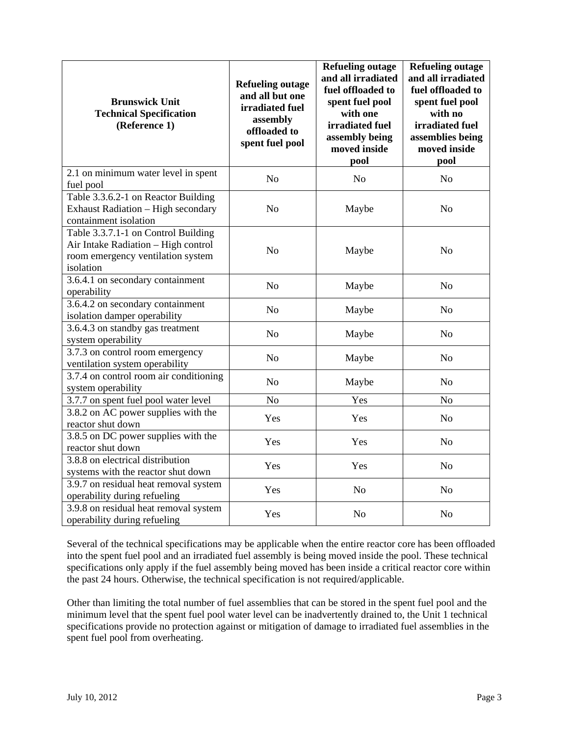| Brunswick Unit Technical Specification (Reference 1) | Refueling outage and all but one irradiated fuel assembly offloaded to spent fuel pool | Refueling outage and all irradiated fuel offloaded to spent fuel pool with one irradiated fuel assembly being moved inside pool | Refueling outage and all irradiated fuel offloaded to spent fuel pool with no irradiated fuel assemblies being moved inside pool |
|---|---|---|---|
| 2.1 on minimum water level in spent fuel pool | No | No | No |
| Table 3.3.6.2-1 on Reactor Building Exhaust Radiation – High secondary containment isolation | No | Maybe | No |
| Table 3.3.7.1-1 on Control Building Air Intake Radiation – High control room emergency ventilation system isolation | No | Maybe | No |
| 3.6.4.1 on secondary containment operability | No | Maybe | No |
| 3.6.4.2 on secondary containment isolation damper operability | No | Maybe | No |
| 3.6.4.3 on standby gas treatment system operability | No | Maybe | No |
| 3.7.3 on control room emergency ventilation system operability | No | Maybe | No |
| 3.7.4 on control room air conditioning system operability | No | Maybe | No |
| 3.7.7 on spent fuel pool water level | No | Yes | No |
| 3.8.2 on AC power supplies with the reactor shut down | Yes | Yes | No |
| 3.8.5 on DC power supplies with the reactor shut down | Yes | Yes | No |
| 3.8.8 on electrical distribution systems with the reactor shut down | Yes | Yes | No |
| 3.9.7 on residual heat removal system operability during refueling | Yes | No | No |
| 3.9.8 on residual heat removal system operability during refueling | Yes | No | No |

Several of the technical specifications may be applicable when the entire reactor core has been offloaded into the spent fuel pool and an irradiated fuel assembly is being moved inside the pool. These technical specifications only apply if the fuel assembly being moved has been inside a critical reactor core within the past 24 hours. Otherwise, the technical specification is not required/applicable.

Other than limiting the total number of fuel assemblies that can be stored in the spent fuel pool and the minimum level that the spent fuel pool water level can be inadvertently drained to, the Unit 1 technical specifications provide no protection against or mitigation of damage to irradiated fuel assemblies in the spent fuel pool from overheating.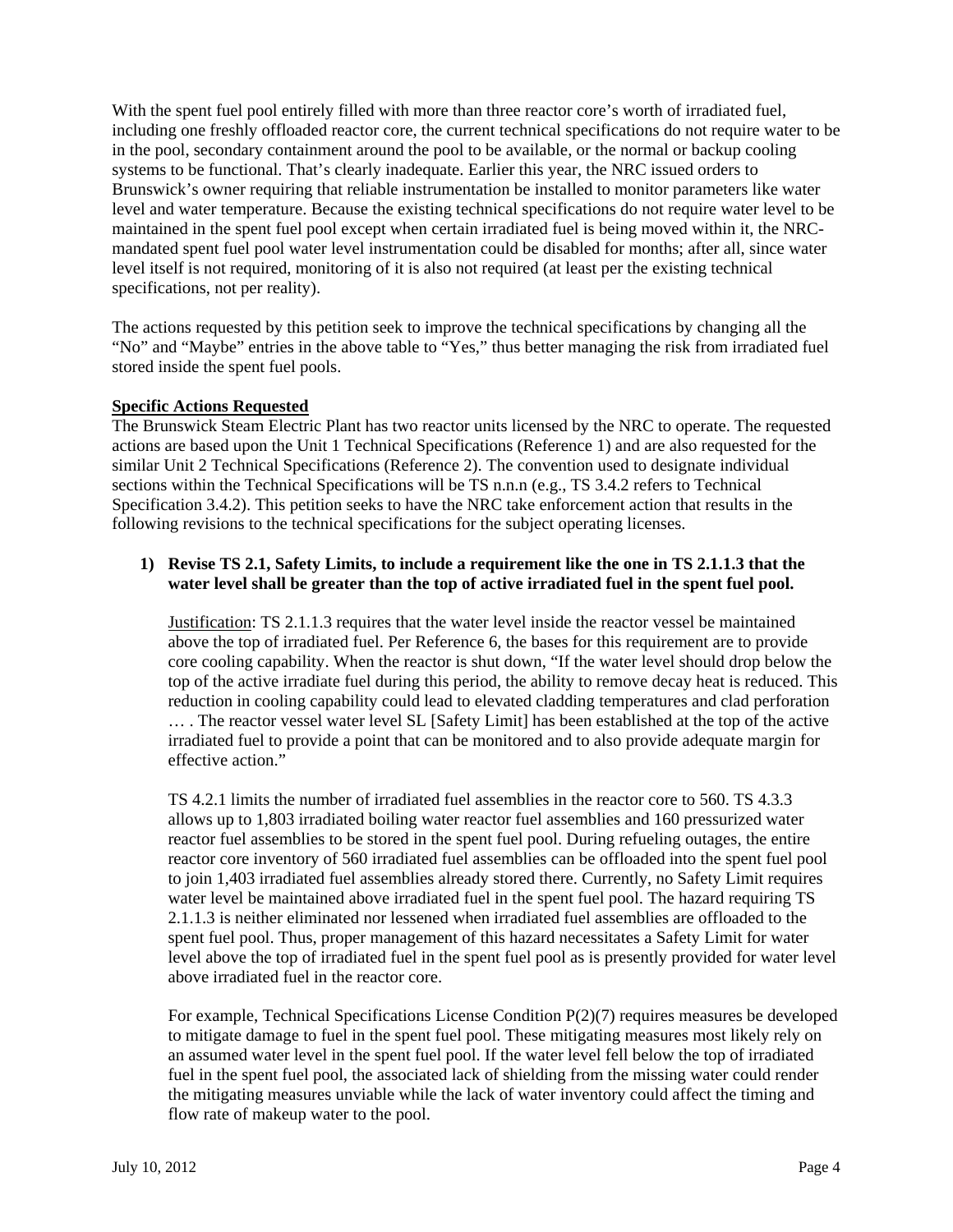With the spent fuel pool entirely filled with more than three reactor core's worth of irradiated fuel, including one freshly offloaded reactor core, the current technical specifications do not require water to be in the pool, secondary containment around the pool to be available, or the normal or backup cooling systems to be functional. That's clearly inadequate. Earlier this year, the NRC issued orders to Brunswick's owner requiring that reliable instrumentation be installed to monitor parameters like water level and water temperature. Because the existing technical specifications do not require water level to be maintained in the spent fuel pool except when certain irradiated fuel is being moved within it, the NRC-mandated spent fuel pool water level instrumentation could be disabled for months; after all, since water level itself is not required, monitoring of it is also not required (at least per the existing technical specifications, not per reality).

The actions requested by this petition seek to improve the technical specifications by changing all the "No" and "Maybe" entries in the above table to "Yes," thus better managing the risk from irradiated fuel stored inside the spent fuel pools.

**Specific Actions Requested**

The Brunswick Steam Electric Plant has two reactor units licensed by the NRC to operate. The requested actions are based upon the Unit 1 Technical Specifications (Reference 1) and are also requested for the similar Unit 2 Technical Specifications (Reference 2). The convention used to designate individual sections within the Technical Specifications will be TS n.n.n (e.g., TS 3.4.2 refers to Technical Specification 3.4.2). This petition seeks to have the NRC take enforcement action that results in the following revisions to the technical specifications for the subject operating licenses.

1) **Revise TS 2.1, Safety Limits, to include a requirement like the one in TS 2.1.1.3 that the water level shall be greater than the top of active irradiated fuel in the spent fuel pool.**

   Justification: TS 2.1.1.3 requires that the water level inside the reactor vessel be maintained above the top of irradiated fuel. Per Reference 6, the bases for this requirement are to provide core cooling capability. When the reactor is shut down, "If the water level should drop below the top of the active irradiate fuel during this period, the ability to remove decay heat is reduced. This reduction in cooling capability could lead to elevated cladding temperatures and clad perforation … . The reactor vessel water level SL [Safety Limit] has been established at the top of the active irradiated fuel to provide a point that can be monitored and to also provide adequate margin for effective action."

   TS 4.2.1 limits the number of irradiated fuel assemblies in the reactor core to 560. TS 4.3.3 allows up to 1,803 irradiated boiling water reactor fuel assemblies and 160 pressurized water reactor fuel assemblies to be stored in the spent fuel pool. During refueling outages, the entire reactor core inventory of 560 irradiated fuel assemblies can be offloaded into the spent fuel pool to join 1,403 irradiated fuel assemblies already stored there. Currently, no Safety Limit requires water level be maintained above irradiated fuel in the spent fuel pool. The hazard requiring TS 2.1.1.3 is neither eliminated nor lessened when irradiated fuel assemblies are offloaded to the spent fuel pool. Thus, proper management of this hazard necessitates a Safety Limit for water level above the top of irradiated fuel in the spent fuel pool as is presently provided for water level above irradiated fuel in the reactor core.

   For example, Technical Specifications License Condition P(2)(7) requires measures be developed to mitigate damage to fuel in the spent fuel pool. These mitigating measures most likely rely on an assumed water level in the spent fuel pool. If the water level fell below the top of irradiated fuel in the spent fuel pool, the associated lack of shielding from the missing water could render the mitigating measures unviable while the lack of water inventory could affect the timing and flow rate of makeup water to the pool.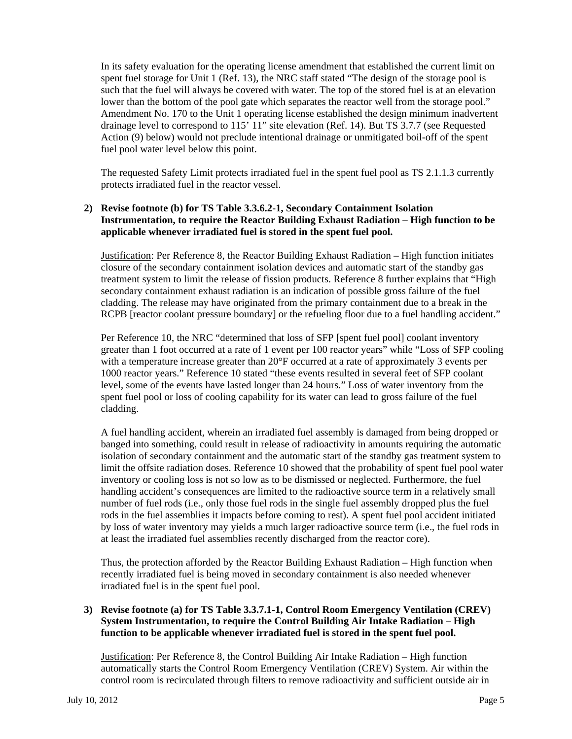In its safety evaluation for the operating license amendment that established the current limit on spent fuel storage for Unit 1 (Ref. 13), the NRC staff stated "The design of the storage pool is such that the fuel will always be covered with water. The top of the stored fuel is at an elevation lower than the bottom of the pool gate which separates the reactor well from the storage pool." Amendment No. 170 to the Unit 1 operating license established the design minimum inadvertent drainage level to correspond to 115' 11" site elevation (Ref. 14). But TS 3.7.7 (see Requested Action (9) below) would not preclude intentional drainage or unmitigated boil-off of the spent fuel pool water level below this point.

The requested Safety Limit protects irradiated fuel in the spent fuel pool as TS 2.1.1.3 currently protects irradiated fuel in the reactor vessel.

**2) Revise footnote (b) for TS Table 3.3.6.2-1, Secondary Containment Isolation Instrumentation, to require the Reactor Building Exhaust Radiation – High function to be applicable whenever irradiated fuel is stored in the spent fuel pool.**

Justification: Per Reference 8, the Reactor Building Exhaust Radiation – High function initiates closure of the secondary containment isolation devices and automatic start of the standby gas treatment system to limit the release of fission products. Reference 8 further explains that "High secondary containment exhaust radiation is an indication of possible gross failure of the fuel cladding. The release may have originated from the primary containment due to a break in the RCPB [reactor coolant pressure boundary] or the refueling floor due to a fuel handling accident."

Per Reference 10, the NRC "determined that loss of SFP [spent fuel pool] coolant inventory greater than 1 foot occurred at a rate of 1 event per 100 reactor years" while "Loss of SFP cooling with a temperature increase greater than 20°F occurred at a rate of approximately 3 events per 1000 reactor years." Reference 10 stated "these events resulted in several feet of SFP coolant level, some of the events have lasted longer than 24 hours." Loss of water inventory from the spent fuel pool or loss of cooling capability for its water can lead to gross failure of the fuel cladding.

A fuel handling accident, wherein an irradiated fuel assembly is damaged from being dropped or banged into something, could result in release of radioactivity in amounts requiring the automatic isolation of secondary containment and the automatic start of the standby gas treatment system to limit the offsite radiation doses. Reference 10 showed that the probability of spent fuel pool water inventory or cooling loss is not so low as to be dismissed or neglected. Furthermore, the fuel handling accident's consequences are limited to the radioactive source term in a relatively small number of fuel rods (i.e., only those fuel rods in the single fuel assembly dropped plus the fuel rods in the fuel assemblies it impacts before coming to rest). A spent fuel pool accident initiated by loss of water inventory may yields a much larger radioactive source term (i.e., the fuel rods in at least the irradiated fuel assemblies recently discharged from the reactor core).

Thus, the protection afforded by the Reactor Building Exhaust Radiation – High function when recently irradiated fuel is being moved in secondary containment is also needed whenever irradiated fuel is in the spent fuel pool.

**3) Revise footnote (a) for TS Table 3.3.7.1-1, Control Room Emergency Ventilation (CREV) System Instrumentation, to require the Control Building Air Intake Radiation – High function to be applicable whenever irradiated fuel is stored in the spent fuel pool.**

Justification: Per Reference 8, the Control Building Air Intake Radiation – High function automatically starts the Control Room Emergency Ventilation (CREV) System. Air within the control room is recirculated through filters to remove radioactivity and sufficient outside air in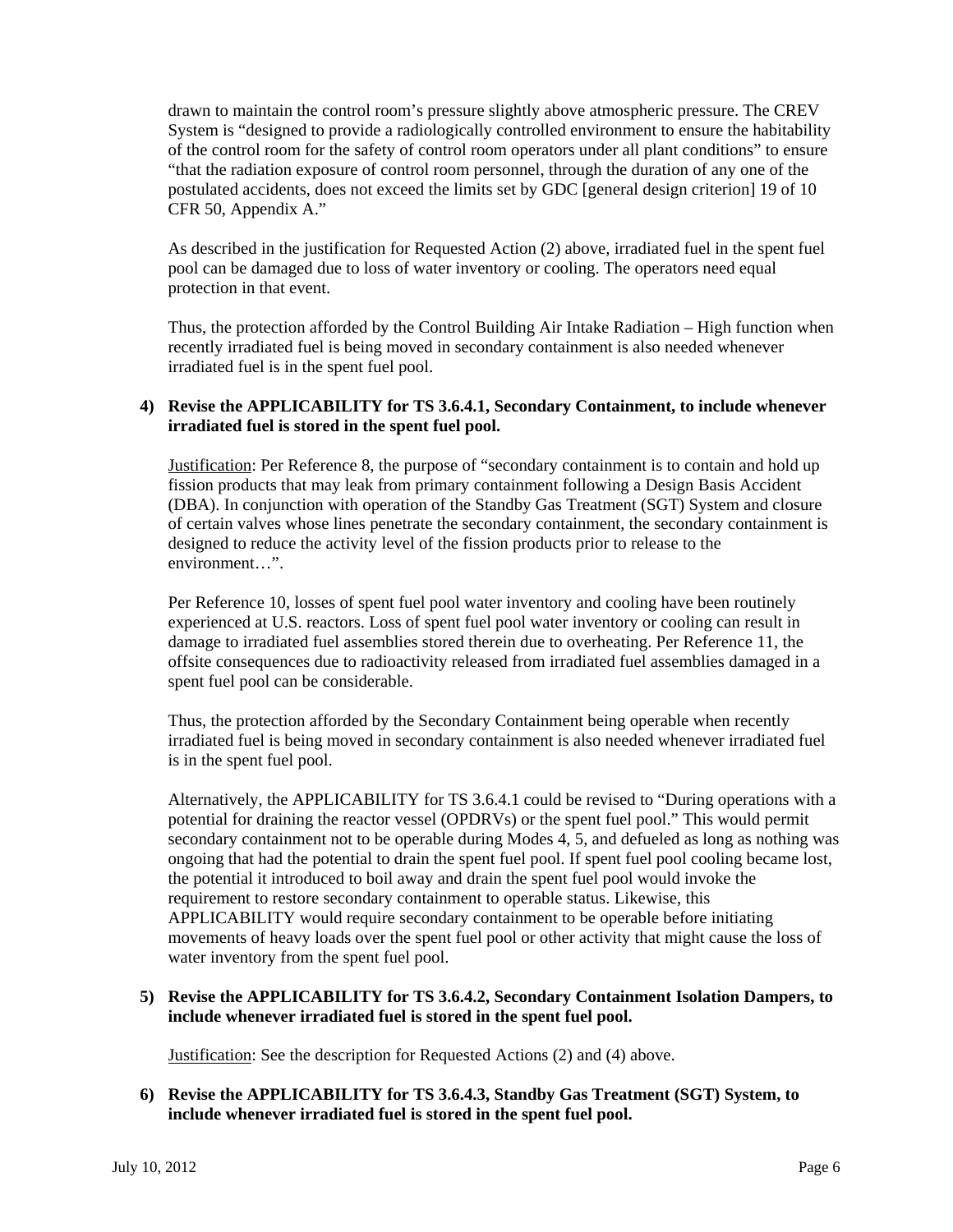drawn to maintain the control room's pressure slightly above atmospheric pressure. The CREV System is "designed to provide a radiologically controlled environment to ensure the habitability of the control room for the safety of control room operators under all plant conditions" to ensure "that the radiation exposure of control room personnel, through the duration of any one of the postulated accidents, does not exceed the limits set by GDC [general design criterion] 19 of 10 CFR 50, Appendix A."

As described in the justification for Requested Action (2) above, irradiated fuel in the spent fuel pool can be damaged due to loss of water inventory or cooling. The operators need equal protection in that event.

Thus, the protection afforded by the Control Building Air Intake Radiation – High function when recently irradiated fuel is being moved in secondary containment is also needed whenever irradiated fuel is in the spent fuel pool.

**4) Revise the APPLICABILITY for TS 3.6.4.1, Secondary Containment, to include whenever irradiated fuel is stored in the spent fuel pool.**

Justification: Per Reference 8, the purpose of "secondary containment is to contain and hold up fission products that may leak from primary containment following a Design Basis Accident (DBA). In conjunction with operation of the Standby Gas Treatment (SGT) System and closure of certain valves whose lines penetrate the secondary containment, the secondary containment is designed to reduce the activity level of the fission products prior to release to the environment…".

Per Reference 10, losses of spent fuel pool water inventory and cooling have been routinely experienced at U.S. reactors. Loss of spent fuel pool water inventory or cooling can result in damage to irradiated fuel assemblies stored therein due to overheating. Per Reference 11, the offsite consequences due to radioactivity released from irradiated fuel assemblies damaged in a spent fuel pool can be considerable.

Thus, the protection afforded by the Secondary Containment being operable when recently irradiated fuel is being moved in secondary containment is also needed whenever irradiated fuel is in the spent fuel pool.

Alternatively, the APPLICABILITY for TS 3.6.4.1 could be revised to "During operations with a potential for draining the reactor vessel (OPDRVs) or the spent fuel pool." This would permit secondary containment not to be operable during Modes 4, 5, and defueled as long as nothing was ongoing that had the potential to drain the spent fuel pool. If spent fuel pool cooling became lost, the potential it introduced to boil away and drain the spent fuel pool would invoke the requirement to restore secondary containment to operable status. Likewise, this APPLICABILITY would require secondary containment to be operable before initiating movements of heavy loads over the spent fuel pool or other activity that might cause the loss of water inventory from the spent fuel pool.

**5) Revise the APPLICABILITY for TS 3.6.4.2, Secondary Containment Isolation Dampers, to include whenever irradiated fuel is stored in the spent fuel pool.**

Justification: See the description for Requested Actions (2) and (4) above.

**6) Revise the APPLICABILITY for TS 3.6.4.3, Standby Gas Treatment (SGT) System, to include whenever irradiated fuel is stored in the spent fuel pool.**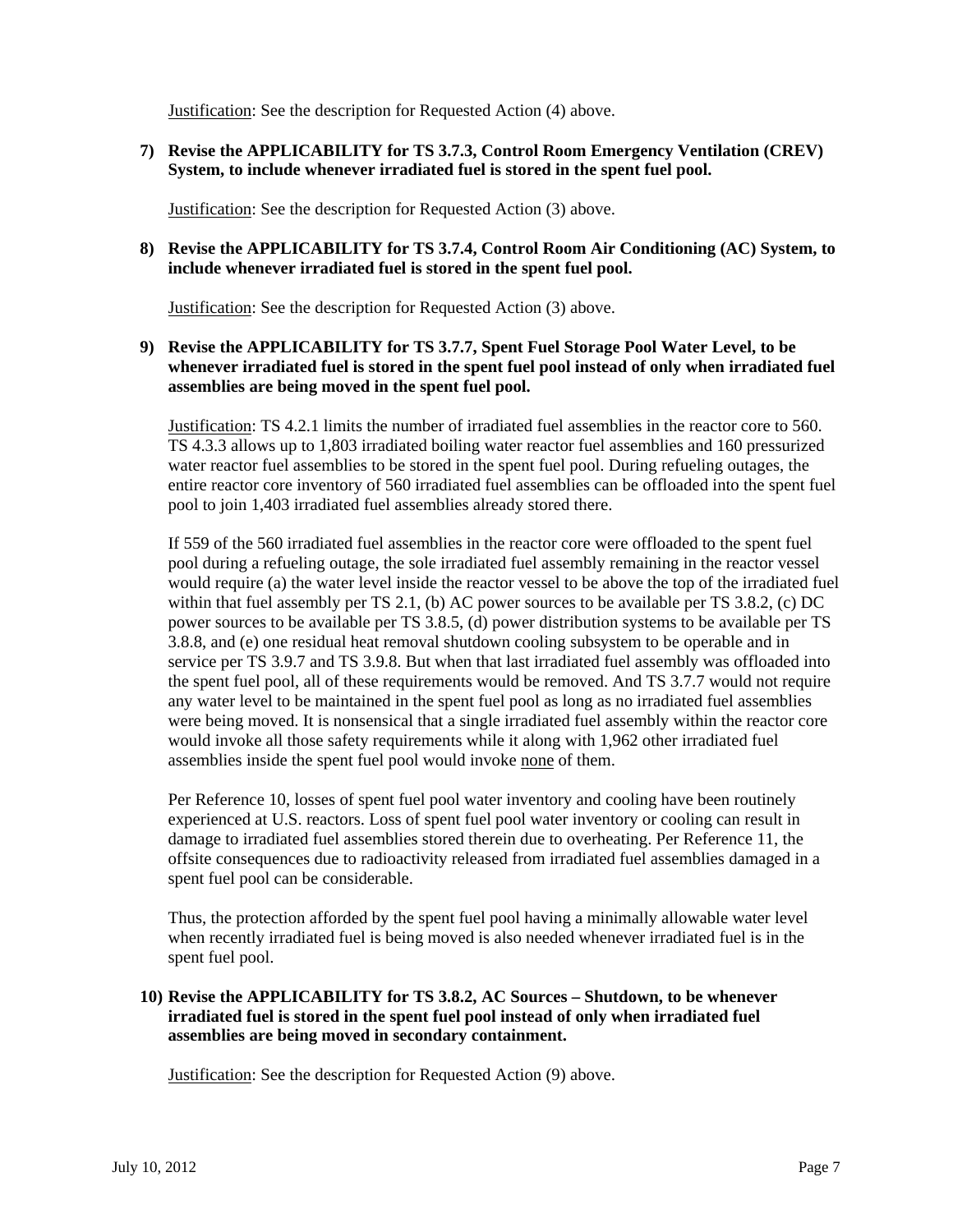Justification: See the description for Requested Action (4) above.

**7) Revise the APPLICABILITY for TS 3.7.3, Control Room Emergency Ventilation (CREV) System, to include whenever irradiated fuel is stored in the spent fuel pool.**

Justification: See the description for Requested Action (3) above.

**8) Revise the APPLICABILITY for TS 3.7.4, Control Room Air Conditioning (AC) System, to include whenever irradiated fuel is stored in the spent fuel pool.**

Justification: See the description for Requested Action (3) above.

**9) Revise the APPLICABILITY for TS 3.7.7, Spent Fuel Storage Pool Water Level, to be whenever irradiated fuel is stored in the spent fuel pool instead of only when irradiated fuel assemblies are being moved in the spent fuel pool.**

Justification: TS 4.2.1 limits the number of irradiated fuel assemblies in the reactor core to 560. TS 4.3.3 allows up to 1,803 irradiated boiling water reactor fuel assemblies and 160 pressurized water reactor fuel assemblies to be stored in the spent fuel pool. During refueling outages, the entire reactor core inventory of 560 irradiated fuel assemblies can be offloaded into the spent fuel pool to join 1,403 irradiated fuel assemblies already stored there.

If 559 of the 560 irradiated fuel assemblies in the reactor core were offloaded to the spent fuel pool during a refueling outage, the sole irradiated fuel assembly remaining in the reactor vessel would require (a) the water level inside the reactor vessel to be above the top of the irradiated fuel within that fuel assembly per TS 2.1, (b) AC power sources to be available per TS 3.8.2, (c) DC power sources to be available per TS 3.8.5, (d) power distribution systems to be available per TS 3.8.8, and (e) one residual heat removal shutdown cooling subsystem to be operable and in service per TS 3.9.7 and TS 3.9.8. But when that last irradiated fuel assembly was offloaded into the spent fuel pool, all of these requirements would be removed. And TS 3.7.7 would not require any water level to be maintained in the spent fuel pool as long as no irradiated fuel assemblies were being moved. It is nonsensical that a single irradiated fuel assembly within the reactor core would invoke all those safety requirements while it along with 1,962 other irradiated fuel assemblies inside the spent fuel pool would invoke none of them.

Per Reference 10, losses of spent fuel pool water inventory and cooling have been routinely experienced at U.S. reactors. Loss of spent fuel pool water inventory or cooling can result in damage to irradiated fuel assemblies stored therein due to overheating. Per Reference 11, the offsite consequences due to radioactivity released from irradiated fuel assemblies damaged in a spent fuel pool can be considerable.

Thus, the protection afforded by the spent fuel pool having a minimally allowable water level when recently irradiated fuel is being moved is also needed whenever irradiated fuel is in the spent fuel pool.

**10) Revise the APPLICABILITY for TS 3.8.2, AC Sources – Shutdown, to be whenever irradiated fuel is stored in the spent fuel pool instead of only when irradiated fuel assemblies are being moved in secondary containment.**

Justification: See the description for Requested Action (9) above.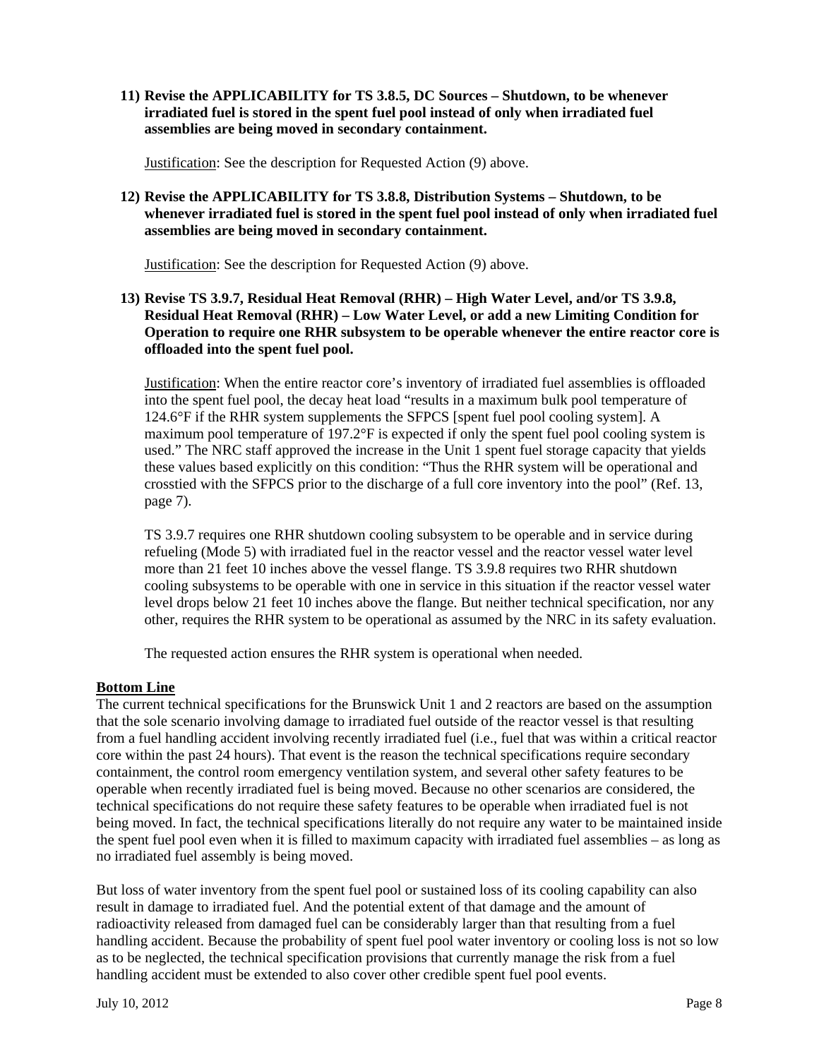11) **Revise the APPLICABILITY for TS 3.8.5, DC Sources – Shutdown, to be whenever irradiated fuel is stored in the spent fuel pool instead of only when irradiated fuel assemblies are being moved in secondary containment.**

    Justification: See the description for Requested Action (9) above.

12) **Revise the APPLICABILITY for TS 3.8.8, Distribution Systems – Shutdown, to be whenever irradiated fuel is stored in the spent fuel pool instead of only when irradiated fuel assemblies are being moved in secondary containment.**

    Justification: See the description for Requested Action (9) above.

13) **Revise TS 3.9.7, Residual Heat Removal (RHR) – High Water Level, and/or TS 3.9.8, Residual Heat Removal (RHR) – Low Water Level, or add a new Limiting Condition for Operation to require one RHR subsystem to be operable whenever the entire reactor core is offloaded into the spent fuel pool.**

    Justification: When the entire reactor core's inventory of irradiated fuel assemblies is offloaded into the spent fuel pool, the decay heat load "results in a maximum bulk pool temperature of 124.6°F if the RHR system supplements the SFPCS [spent fuel pool cooling system]. A maximum pool temperature of 197.2°F is expected if only the spent fuel pool cooling system is used." The NRC staff approved the increase in the Unit 1 spent fuel storage capacity that yields these values based explicitly on this condition: "Thus the RHR system will be operational and crosstied with the SFPCS prior to the discharge of a full core inventory into the pool" (Ref. 13, page 7).

    TS 3.9.7 requires one RHR shutdown cooling subsystem to be operable and in service during refueling (Mode 5) with irradiated fuel in the reactor vessel and the reactor vessel water level more than 21 feet 10 inches above the vessel flange. TS 3.9.8 requires two RHR shutdown cooling subsystems to be operable with one in service in this situation if the reactor vessel water level drops below 21 feet 10 inches above the flange. But neither technical specification, nor any other, requires the RHR system to be operational as assumed by the NRC in its safety evaluation.

    The requested action ensures the RHR system is operational when needed.

## Bottom Line

The current technical specifications for the Brunswick Unit 1 and 2 reactors are based on the assumption that the sole scenario involving damage to irradiated fuel outside of the reactor vessel is that resulting from a fuel handling accident involving recently irradiated fuel (i.e., fuel that was within a critical reactor core within the past 24 hours). That event is the reason the technical specifications require secondary containment, the control room emergency ventilation system, and several other safety features to be operable when recently irradiated fuel is being moved. Because no other scenarios are considered, the technical specifications do not require these safety features to be operable when irradiated fuel is not being moved. In fact, the technical specifications literally do not require any water to be maintained inside the spent fuel pool even when it is filled to maximum capacity with irradiated fuel assemblies – as long as no irradiated fuel assembly is being moved.

But loss of water inventory from the spent fuel pool or sustained loss of its cooling capability can also result in damage to irradiated fuel. And the potential extent of that damage and the amount of radioactivity released from damaged fuel can be considerably larger than that resulting from a fuel handling accident. Because the probability of spent fuel pool water inventory or cooling loss is not so low as to be neglected, the technical specification provisions that currently manage the risk from a fuel handling accident must be extended to also cover other credible spent fuel pool events.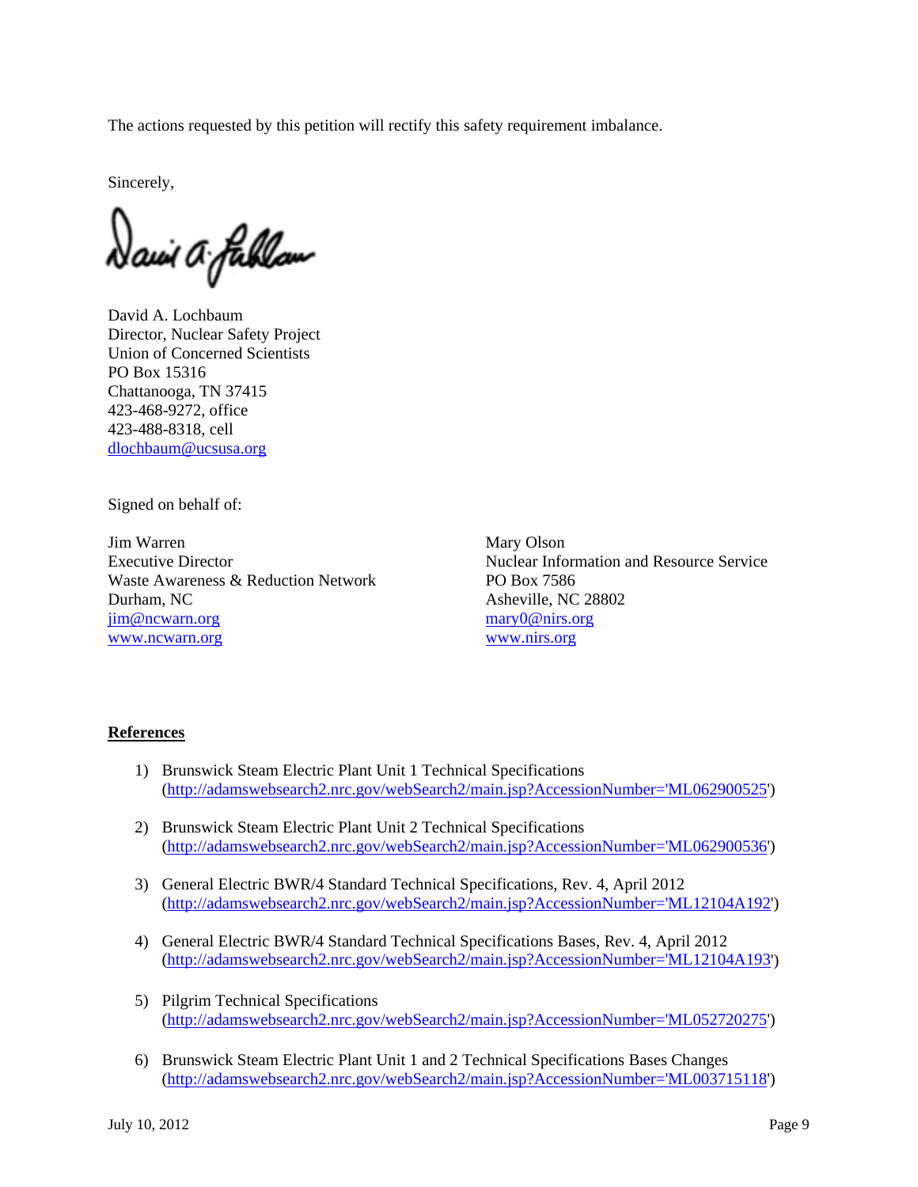The actions requested by this petition will rectify this safety requirement imbalance.

Sincerely,

David A. Lochbaum
Director, Nuclear Safety Project
Union of Concerned Scientists
PO Box 15316
Chattanooga, TN 37415
423-468-9272, office
423-488-8318, cell
dlochbaum@ucsusa.org

Signed on behalf of:

Jim Warren
Executive Director
Waste Awareness & Reduction Network
Durham, NC
jim@ncwarn.org
www.ncwarn.org

Mary Olson
Nuclear Information and Resource Service
PO Box 7586
Asheville, NC 28802
mary0@nirs.org
www.nirs.org

**References**

1) Brunswick Steam Electric Plant Unit 1 Technical Specifications (http://adamswebsearch2.nrc.gov/webSearch2/main.jsp?AccessionNumber='ML062900525')

2) Brunswick Steam Electric Plant Unit 2 Technical Specifications (http://adamswebsearch2.nrc.gov/webSearch2/main.jsp?AccessionNumber='ML062900536')

3) General Electric BWR/4 Standard Technical Specifications, Rev. 4, April 2012 (http://adamswebsearch2.nrc.gov/webSearch2/main.jsp?AccessionNumber='ML12104A192')

4) General Electric BWR/4 Standard Technical Specifications Bases, Rev. 4, April 2012 (http://adamswebsearch2.nrc.gov/webSearch2/main.jsp?AccessionNumber='ML12104A193')

5) Pilgrim Technical Specifications (http://adamswebsearch2.nrc.gov/webSearch2/main.jsp?AccessionNumber='ML052720275')

6) Brunswick Steam Electric Plant Unit 1 and 2 Technical Specifications Bases Changes (http://adamswebsearch2.nrc.gov/webSearch2/main.jsp?AccessionNumber='ML003715118')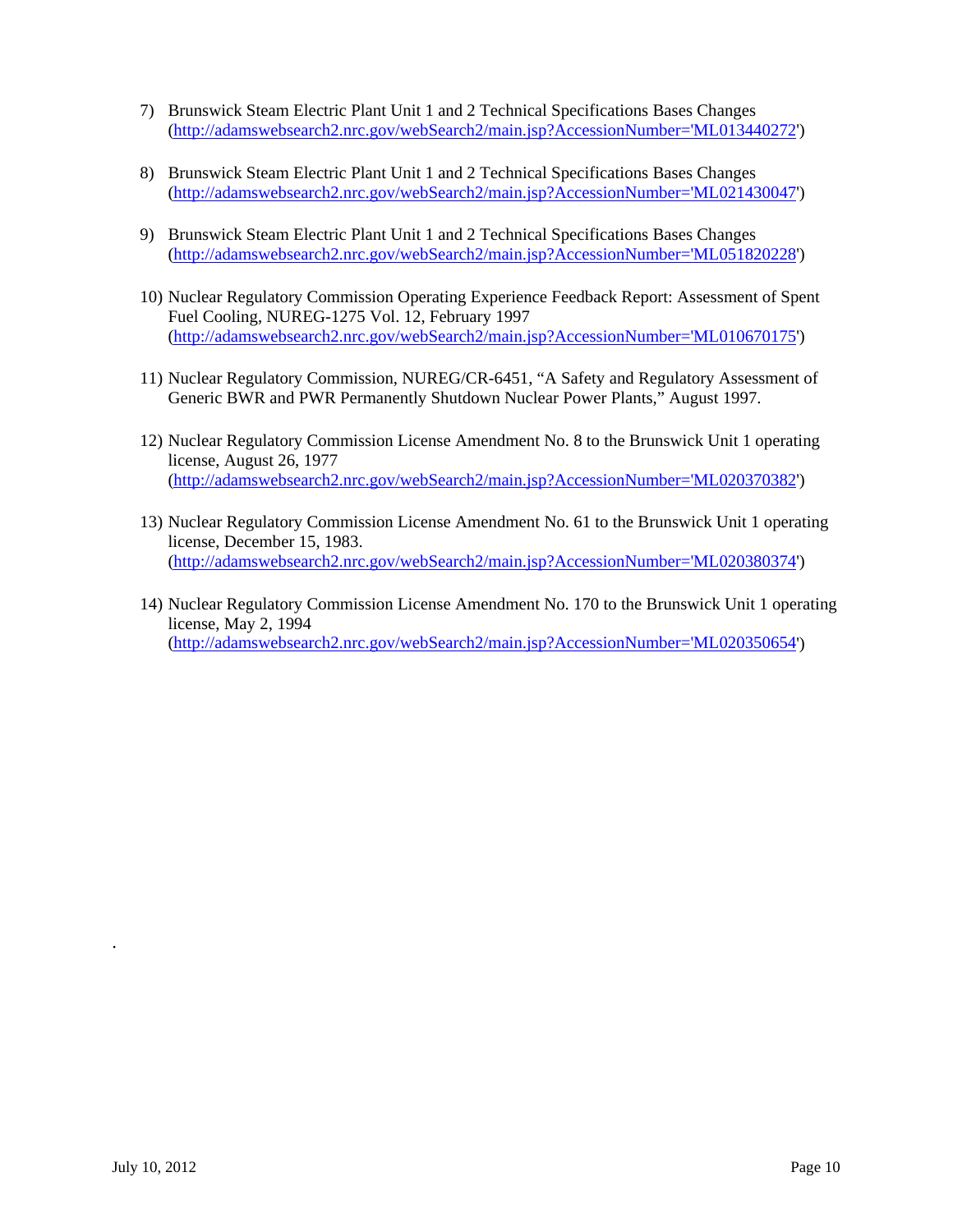7) Brunswick Steam Electric Plant Unit 1 and 2 Technical Specifications Bases Changes (http://adamswebsearch2.nrc.gov/webSearch2/main.jsp?AccessionNumber='ML013440272')

8) Brunswick Steam Electric Plant Unit 1 and 2 Technical Specifications Bases Changes (http://adamswebsearch2.nrc.gov/webSearch2/main.jsp?AccessionNumber='ML021430047')

9) Brunswick Steam Electric Plant Unit 1 and 2 Technical Specifications Bases Changes (http://adamswebsearch2.nrc.gov/webSearch2/main.jsp?AccessionNumber='ML051820228')

10) Nuclear Regulatory Commission Operating Experience Feedback Report: Assessment of Spent Fuel Cooling, NUREG-1275 Vol. 12, February 1997 (http://adamswebsearch2.nrc.gov/webSearch2/main.jsp?AccessionNumber='ML010670175')

11) Nuclear Regulatory Commission, NUREG/CR-6451, "A Safety and Regulatory Assessment of Generic BWR and PWR Permanently Shutdown Nuclear Power Plants," August 1997.

12) Nuclear Regulatory Commission License Amendment No. 8 to the Brunswick Unit 1 operating license, August 26, 1977 (http://adamswebsearch2.nrc.gov/webSearch2/main.jsp?AccessionNumber='ML020370382')

13) Nuclear Regulatory Commission License Amendment No. 61 to the Brunswick Unit 1 operating license, December 15, 1983. (http://adamswebsearch2.nrc.gov/webSearch2/main.jsp?AccessionNumber='ML020380374')

14) Nuclear Regulatory Commission License Amendment No. 170 to the Brunswick Unit 1 operating license, May 2, 1994 (http://adamswebsearch2.nrc.gov/webSearch2/main.jsp?AccessionNumber='ML020350654')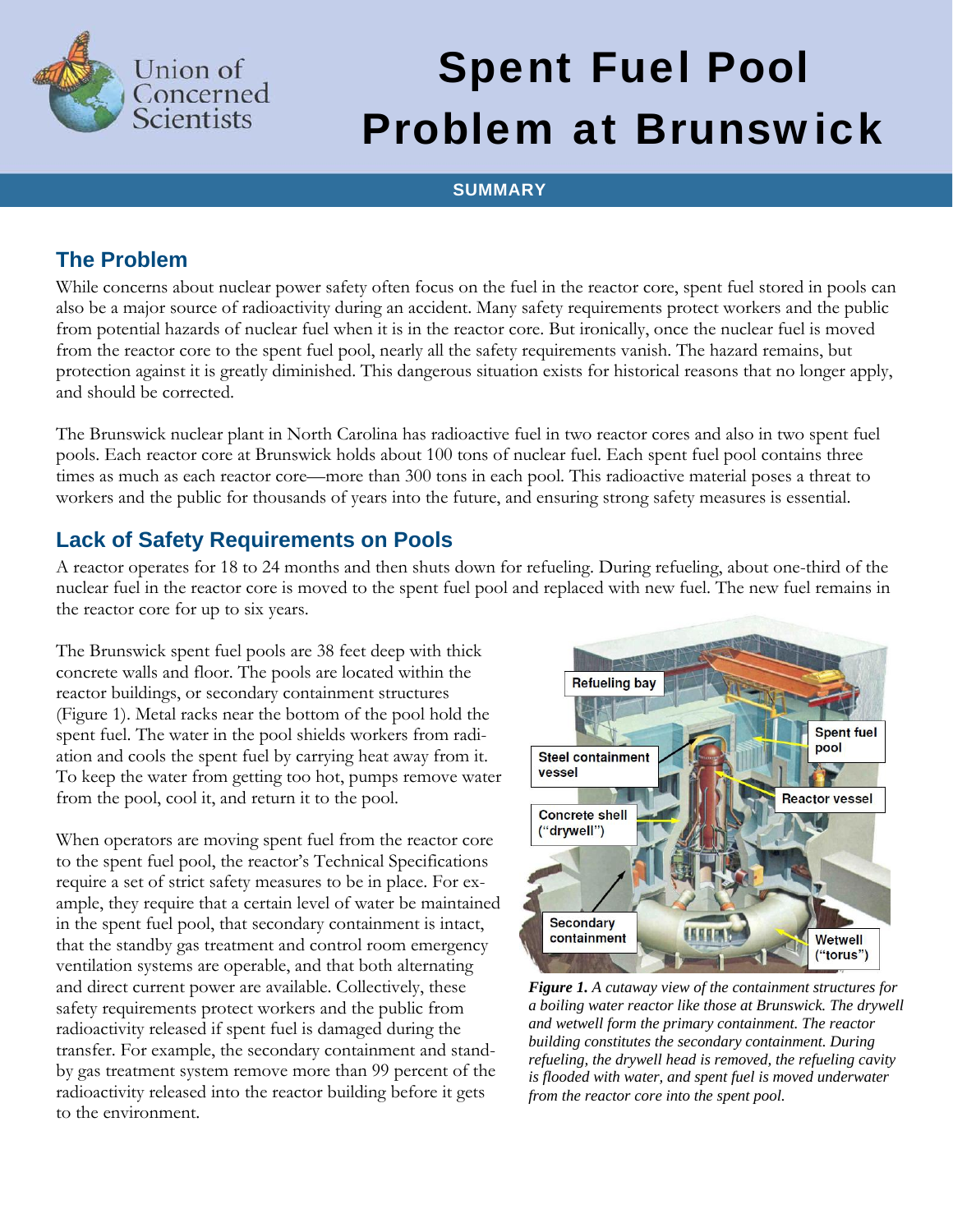# Spent Fuel Pool Problem at Brunswick

**SUMMARY**

## The Problem

While concerns about nuclear power safety often focus on the fuel in the reactor core, spent fuel stored in pools can also be a major source of radioactivity during an accident. Many safety requirements protect workers and the public from potential hazards of nuclear fuel when it is in the reactor core. But ironically, once the nuclear fuel is moved from the reactor core to the spent fuel pool, nearly all the safety requirements vanish. The hazard remains, but protection against it is greatly diminished. This dangerous situation exists for historical reasons that no longer apply, and should be corrected.

The Brunswick nuclear plant in North Carolina has radioactive fuel in two reactor cores and also in two spent fuel pools. Each reactor core at Brunswick holds about 100 tons of nuclear fuel. Each spent fuel pool contains three times as much as each reactor core—more than 300 tons in each pool. This radioactive material poses a threat to workers and the public for thousands of years into the future, and ensuring strong safety measures is essential.

## Lack of Safety Requirements on Pools

A reactor operates for 18 to 24 months and then shuts down for refueling. During refueling, about one-third of the nuclear fuel in the reactor core is moved to the spent fuel pool and replaced with new fuel. The new fuel remains in the reactor core for up to six years.

The Brunswick spent fuel pools are 38 feet deep with thick concrete walls and floor. The pools are located within the reactor buildings, or secondary containment structures (Figure 1). Metal racks near the bottom of the pool hold the spent fuel. The water in the pool shields workers from radiation and cools the spent fuel by carrying heat away from it. To keep the water from getting too hot, pumps remove water from the pool, cool it, and return it to the pool.

When operators are moving spent fuel from the reactor core to the spent fuel pool, the reactor's Technical Specifications require a set of strict safety measures to be in place. For example, they require that a certain level of water be maintained in the spent fuel pool, that secondary containment is intact, that the standby gas treatment and control room emergency ventilation systems are operable, and that both alternating and direct current power are available. Collectively, these safety requirements protect workers and the public from radioactivity released if spent fuel is damaged during the transfer. For example, the secondary containment and standby gas treatment system remove more than 99 percent of the radioactivity released into the reactor building before it gets to the environment.

***Figure 1.*** *A cutaway view of the containment structures for a boiling water reactor like those at Brunswick. The drywell and wetwell form the primary containment. The reactor building constitutes the secondary containment. During refueling, the drywell head is removed, the refueling cavity is flooded with water, and spent fuel is moved underwater from the reactor core into the spent pool.*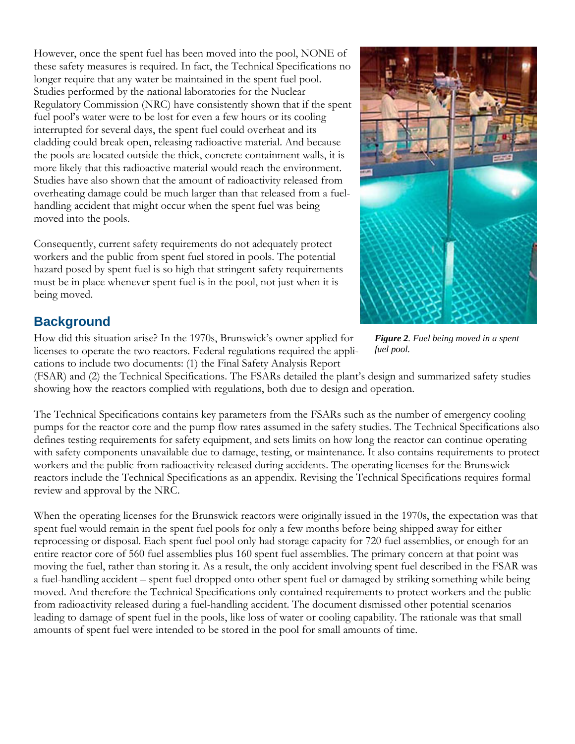However, once the spent fuel has been moved into the pool, NONE of these safety measures is required. In fact, the Technical Specifications no longer require that any water be maintained in the spent fuel pool. Studies performed by the national laboratories for the Nuclear Regulatory Commission (NRC) have consistently shown that if the spent fuel pool's water were to be lost for even a few hours or its cooling interrupted for several days, the spent fuel could overheat and its cladding could break open, releasing radioactive material. And because the pools are located outside the thick, concrete containment walls, it is more likely that this radioactive material would reach the environment. Studies have also shown that the amount of radioactivity released from overheating damage could be much larger than that released from a fuel-handling accident that might occur when the spent fuel was being moved into the pools.

Consequently, current safety requirements do not adequately protect workers and the public from spent fuel stored in pools. The potential hazard posed by spent fuel is so high that stringent safety requirements must be in place whenever spent fuel is in the pool, not just when it is being moved.

***Figure 2**. Fuel being moved in a spent fuel pool.*

## Background

How did this situation arise? In the 1970s, Brunswick's owner applied for licenses to operate the two reactors. Federal regulations required the applications to include two documents: (1) the Final Safety Analysis Report (FSAR) and (2) the Technical Specifications. The FSARs detailed the plant's design and summarized safety studies showing how the reactors complied with regulations, both due to design and operation.

The Technical Specifications contains key parameters from the FSARs such as the number of emergency cooling pumps for the reactor core and the pump flow rates assumed in the safety studies. The Technical Specifications also defines testing requirements for safety equipment, and sets limits on how long the reactor can continue operating with safety components unavailable due to damage, testing, or maintenance. It also contains requirements to protect workers and the public from radioactivity released during accidents. The operating licenses for the Brunswick reactors include the Technical Specifications as an appendix. Revising the Technical Specifications requires formal review and approval by the NRC.

When the operating licenses for the Brunswick reactors were originally issued in the 1970s, the expectation was that spent fuel would remain in the spent fuel pools for only a few months before being shipped away for either reprocessing or disposal. Each spent fuel pool only had storage capacity for 720 fuel assemblies, or enough for an entire reactor core of 560 fuel assemblies plus 160 spent fuel assemblies. The primary concern at that point was moving the fuel, rather than storing it. As a result, the only accident involving spent fuel described in the FSAR was a fuel-handling accident – spent fuel dropped onto other spent fuel or damaged by striking something while being moved. And therefore the Technical Specifications only contained requirements to protect workers and the public from radioactivity released during a fuel-handling accident. The document dismissed other potential scenarios leading to damage of spent fuel in the pools, like loss of water or cooling capability. The rationale was that small amounts of spent fuel were intended to be stored in the pool for small amounts of time.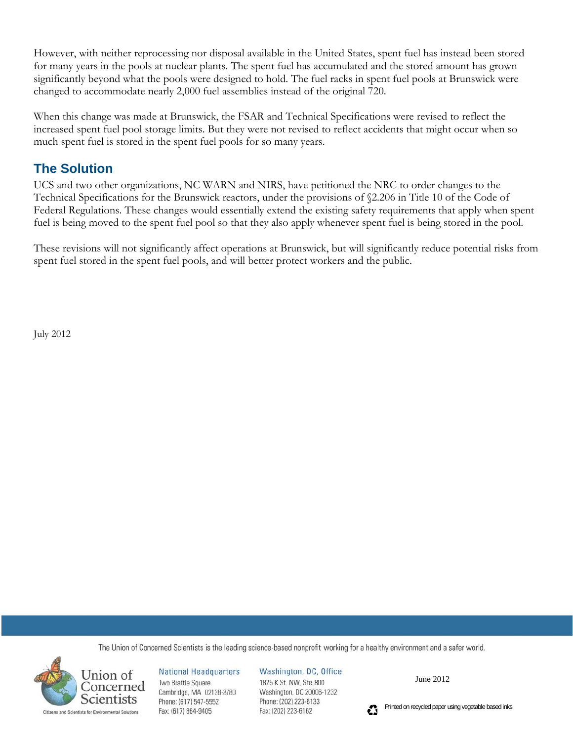However, with neither reprocessing nor disposal available in the United States, spent fuel has instead been stored for many years in the pools at nuclear plants. The spent fuel has accumulated and the stored amount has grown significantly beyond what the pools were designed to hold. The fuel racks in spent fuel pools at Brunswick were changed to accommodate nearly 2,000 fuel assemblies instead of the original 720.

When this change was made at Brunswick, the FSAR and Technical Specifications were revised to reflect the increased spent fuel pool storage limits. But they were not revised to reflect accidents that might occur when so much spent fuel is stored in the spent fuel pools for so many years.

## The Solution

UCS and two other organizations, NC WARN and NIRS, have petitioned the NRC to order changes to the Technical Specifications for the Brunswick reactors, under the provisions of §2.206 in Title 10 of the Code of Federal Regulations. These changes would essentially extend the existing safety requirements that apply when spent fuel is being moved to the spent fuel pool so that they also apply whenever spent fuel is being stored in the pool.

These revisions will not significantly affect operations at Brunswick, but will significantly reduce potential risks from spent fuel stored in the spent fuel pools, and will better protect workers and the public.

July 2012

The Union of Concerned Scientists is the leading science-based nonprofit working for a healthy environment and a safer world.

Union of Concerned Scientists
Citizens and Scientists for Environmental Solutions

**National Headquarters**
Two Brattle Square
Cambridge, MA 02138-3780
Phone: (617) 547-5552
Fax: (617) 864-9405

**Washington, DC, Office**
1825 K St. NW, Ste. 800
Washington, DC 20006-1232
Phone: (202) 223-6133
Fax: (202) 223-6162

June 2012

Printed on recycled paper using vegetable based inks